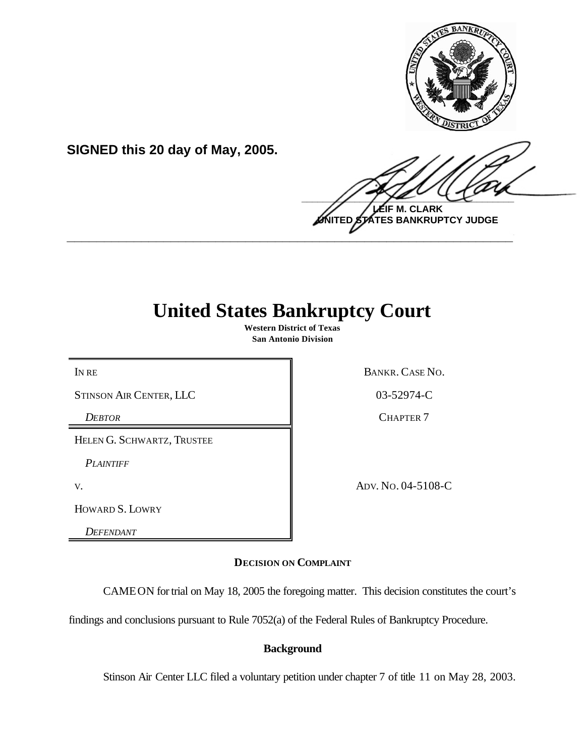**SIGNED this 20 day of May, 2005.**

**LEIF M. CLARK**
**UNITED STATES BANKRUPTCY JUDGE**

---

# United States Bankruptcy Court

**Western District of Texas**
**San Antonio Division**

| | |
|---|---|
| IN RE | BANKR. CASE NO. |
| STINSON AIR CENTER, LLC | 03-52974-C |
| *DEBTOR* | CHAPTER 7 |
| HELEN G. SCHWARTZ, TRUSTEE | |
| *PLAINTIFF* | |
| V. | ADV. NO. 04-5108-C |
| HOWARD S. LOWRY | |
| *DEFENDANT* | |

**DECISION ON COMPLAINT**

CAME ON for trial on May 18, 2005 the foregoing matter. This decision constitutes the court's findings and conclusions pursuant to Rule 7052(a) of the Federal Rules of Bankruptcy Procedure.

**Background**

Stinson Air Center LLC filed a voluntary petition under chapter 7 of title 11 on May 28, 2003.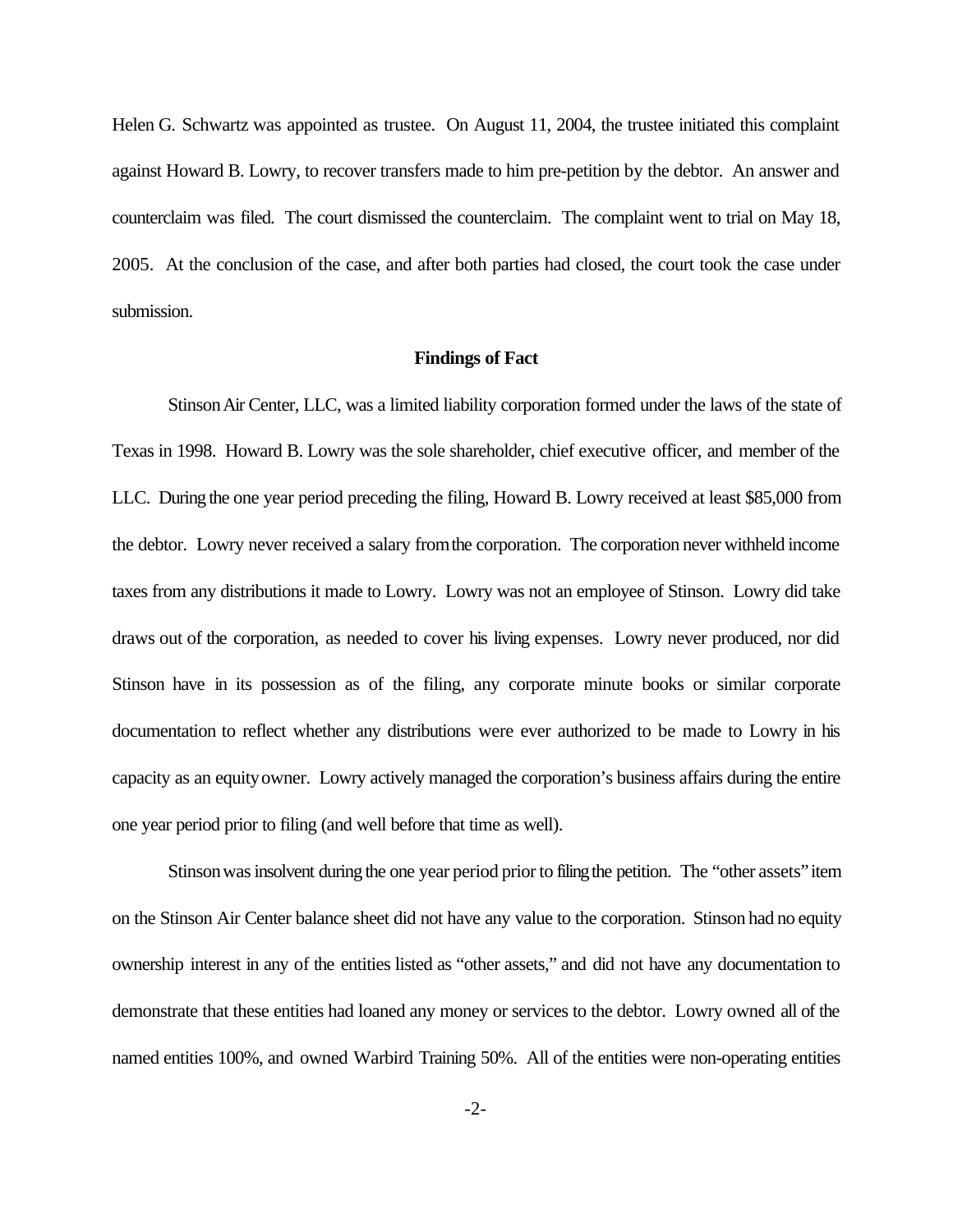Helen G. Schwartz was appointed as trustee. On August 11, 2004, the trustee initiated this complaint against Howard B. Lowry, to recover transfers made to him pre-petition by the debtor. An answer and counterclaim was filed. The court dismissed the counterclaim. The complaint went to trial on May 18, 2005. At the conclusion of the case, and after both parties had closed, the court took the case under submission.

**Findings of Fact**

Stinson Air Center, LLC, was a limited liability corporation formed under the laws of the state of Texas in 1998. Howard B. Lowry was the sole shareholder, chief executive officer, and member of the LLC. During the one year period preceding the filing, Howard B. Lowry received at least \$85,000 from the debtor. Lowry never received a salary from the corporation. The corporation never withheld income taxes from any distributions it made to Lowry. Lowry was not an employee of Stinson. Lowry did take draws out of the corporation, as needed to cover his living expenses. Lowry never produced, nor did Stinson have in its possession as of the filing, any corporate minute books or similar corporate documentation to reflect whether any distributions were ever authorized to be made to Lowry in his capacity as an equity owner. Lowry actively managed the corporation's business affairs during the entire one year period prior to filing (and well before that time as well).

Stinson was insolvent during the one year period prior to filing the petition. The "other assets" item on the Stinson Air Center balance sheet did not have any value to the corporation. Stinson had no equity ownership interest in any of the entities listed as "other assets," and did not have any documentation to demonstrate that these entities had loaned any money or services to the debtor. Lowry owned all of the named entities 100%, and owned Warbird Training 50%. All of the entities were non-operating entities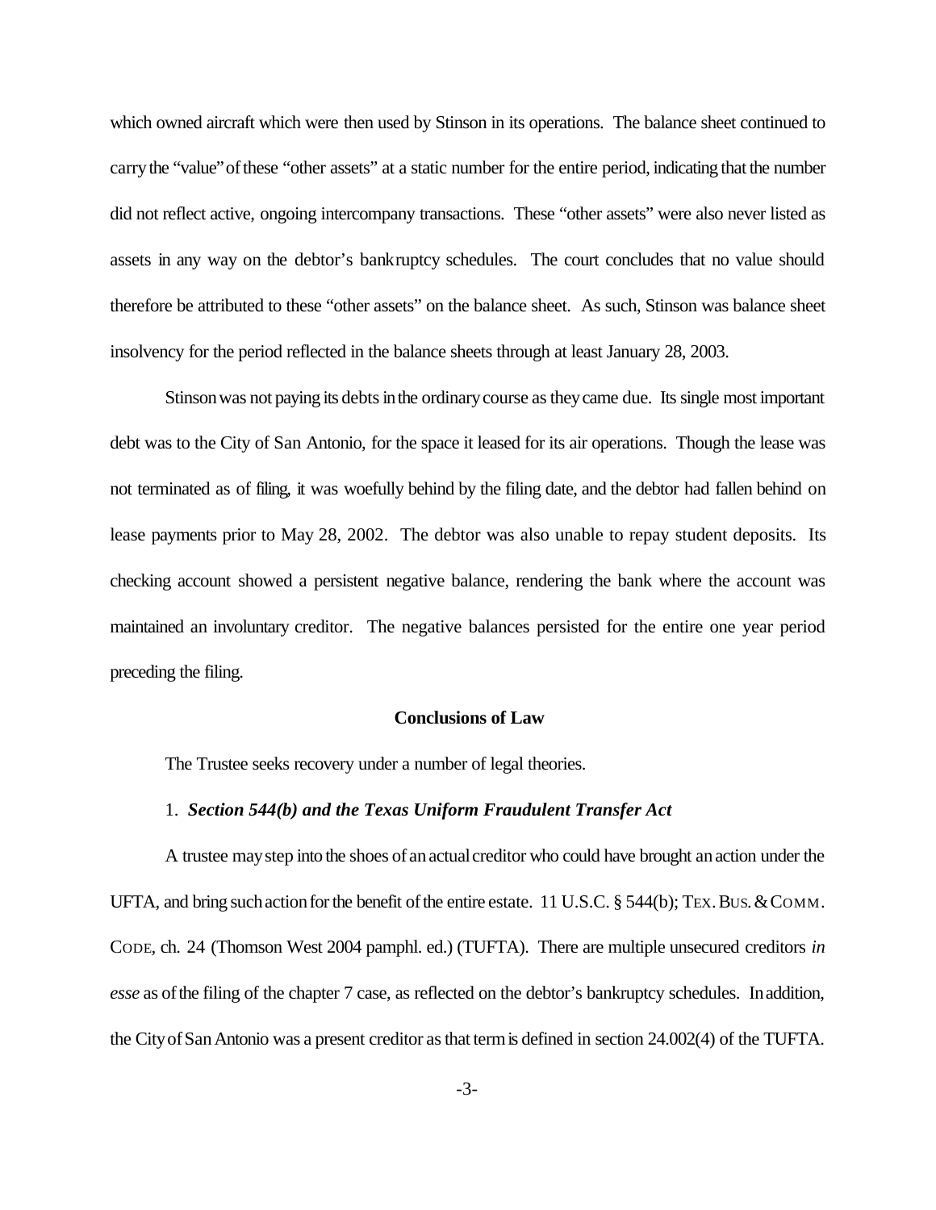which owned aircraft which were then used by Stinson in its operations. The balance sheet continued to carry the "value" of these "other assets" at a static number for the entire period, indicating that the number did not reflect active, ongoing intercompany transactions. These "other assets" were also never listed as assets in any way on the debtor's bankruptcy schedules. The court concludes that no value should therefore be attributed to these "other assets" on the balance sheet. As such, Stinson was balance sheet insolvency for the period reflected in the balance sheets through at least January 28, 2003.

Stinson was not paying its debts in the ordinary course as they came due. Its single most important debt was to the City of San Antonio, for the space it leased for its air operations. Though the lease was not terminated as of filing, it was woefully behind by the filing date, and the debtor had fallen behind on lease payments prior to May 28, 2002. The debtor was also unable to repay student deposits. Its checking account showed a persistent negative balance, rendering the bank where the account was maintained an involuntary creditor. The negative balances persisted for the entire one year period preceding the filing.

**Conclusions of Law**

The Trustee seeks recovery under a number of legal theories.

1. ***Section 544(b) and the Texas Uniform Fraudulent Transfer Act***

A trustee may step into the shoes of an actual creditor who could have brought an action under the UFTA, and bring such action for the benefit of the entire estate. 11 U.S.C. § 544(b); TEX. BUS. & COMM. CODE, ch. 24 (Thomson West 2004 pamphl. ed.) (TUFTA). There are multiple unsecured creditors *in esse* as of the filing of the chapter 7 case, as reflected on the debtor's bankruptcy schedules. In addition, the City of San Antonio was a present creditor as that term is defined in section 24.002(4) of the TUFTA.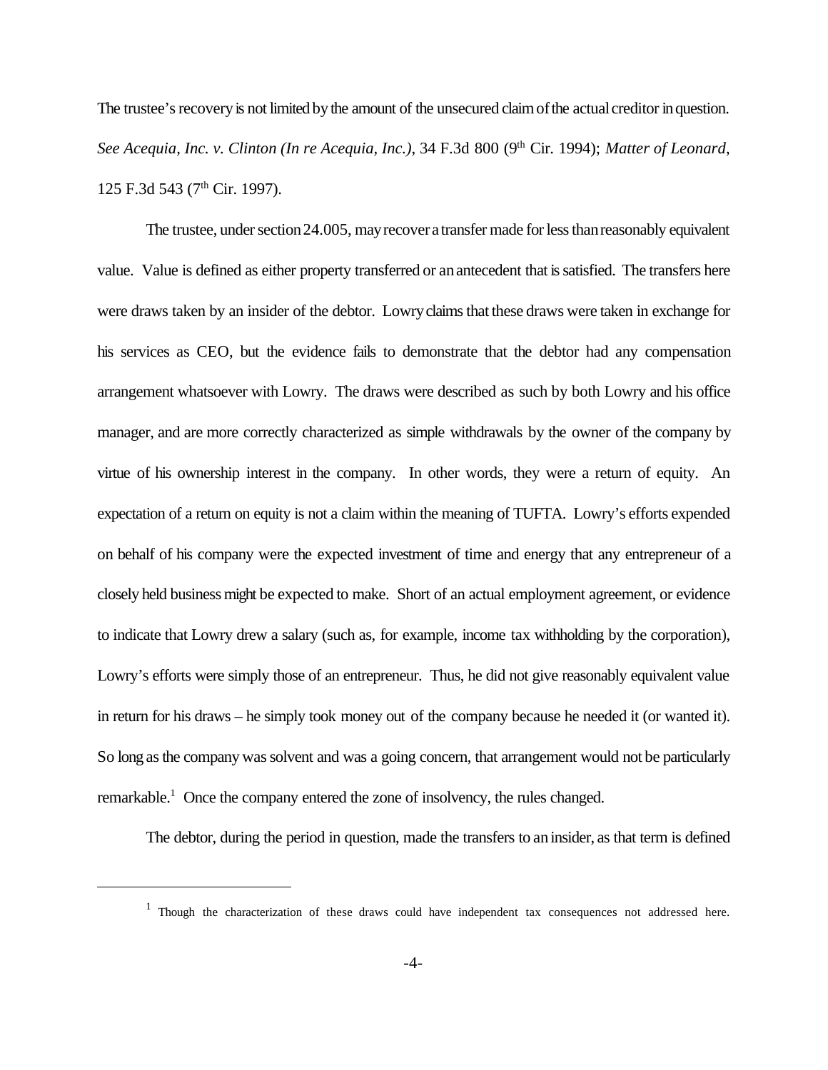The trustee's recovery is not limited by the amount of the unsecured claim of the actual creditor in question. *See Acequia, Inc. v. Clinton (In re Acequia, Inc.)*, 34 F.3d 800 (9th Cir. 1994); *Matter of Leonard*, 125 F.3d 543 (7th Cir. 1997).

The trustee, under section 24.005, may recover a transfer made for less than reasonably equivalent value. Value is defined as either property transferred or an antecedent that is satisfied. The transfers here were draws taken by an insider of the debtor. Lowry claims that these draws were taken in exchange for his services as CEO, but the evidence fails to demonstrate that the debtor had any compensation arrangement whatsoever with Lowry. The draws were described as such by both Lowry and his office manager, and are more correctly characterized as simple withdrawals by the owner of the company by virtue of his ownership interest in the company. In other words, they were a return of equity. An expectation of a return on equity is not a claim within the meaning of TUFTA. Lowry's efforts expended on behalf of his company were the expected investment of time and energy that any entrepreneur of a closely held business might be expected to make. Short of an actual employment agreement, or evidence to indicate that Lowry drew a salary (such as, for example, income tax withholding by the corporation), Lowry's efforts were simply those of an entrepreneur. Thus, he did not give reasonably equivalent value in return for his draws – he simply took money out of the company because he needed it (or wanted it). So long as the company was solvent and was a going concern, that arrangement would not be particularly remarkable.[1] Once the company entered the zone of insolvency, the rules changed.

The debtor, during the period in question, made the transfers to an insider, as that term is defined

[1] Though the characterization of these draws could have independent tax consequences not addressed here.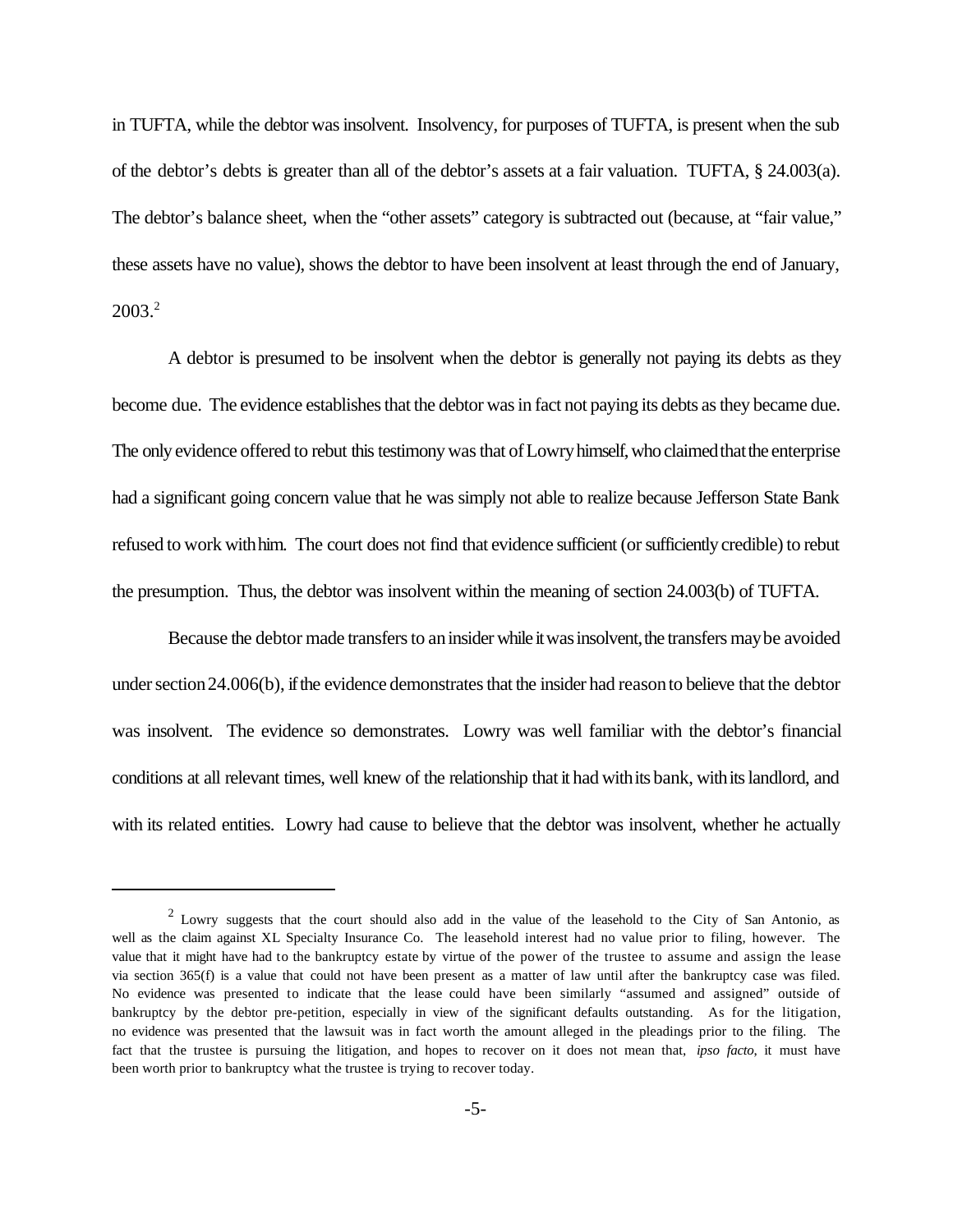in TUFTA, while the debtor was insolvent. Insolvency, for purposes of TUFTA, is present when the sub of the debtor's debts is greater than all of the debtor's assets at a fair valuation. TUFTA, § 24.003(a). The debtor's balance sheet, when the "other assets" category is subtracted out (because, at "fair value," these assets have no value), shows the debtor to have been insolvent at least through the end of January, 2003.[2]

A debtor is presumed to be insolvent when the debtor is generally not paying its debts as they become due. The evidence establishes that the debtor was in fact not paying its debts as they became due. The only evidence offered to rebut this testimony was that of Lowry himself, who claimed that the enterprise had a significant going concern value that he was simply not able to realize because Jefferson State Bank refused to work with him. The court does not find that evidence sufficient (or sufficiently credible) to rebut the presumption. Thus, the debtor was insolvent within the meaning of section 24.003(b) of TUFTA.

Because the debtor made transfers to an insider while it was insolvent, the transfers may be avoided under section 24.006(b), if the evidence demonstrates that the insider had reason to believe that the debtor was insolvent. The evidence so demonstrates. Lowry was well familiar with the debtor's financial conditions at all relevant times, well knew of the relationship that it had with its bank, with its landlord, and with its related entities. Lowry had cause to believe that the debtor was insolvent, whether he actually

---

[2] Lowry suggests that the court should also add in the value of the leasehold to the City of San Antonio, as well as the claim against XL Specialty Insurance Co. The leasehold interest had no value prior to filing, however. The value that it might have had to the bankruptcy estate by virtue of the power of the trustee to assume and assign the lease via section 365(f) is a value that could not have been present as a matter of law until after the bankruptcy case was filed. No evidence was presented to indicate that the lease could have been similarly "assumed and assigned" outside of bankruptcy by the debtor pre-petition, especially in view of the significant defaults outstanding. As for the litigation, no evidence was presented that the lawsuit was in fact worth the amount alleged in the pleadings prior to the filing. The fact that the trustee is pursuing the litigation, and hopes to recover on it does not mean that, *ipso facto*, it must have been worth prior to bankruptcy what the trustee is trying to recover today.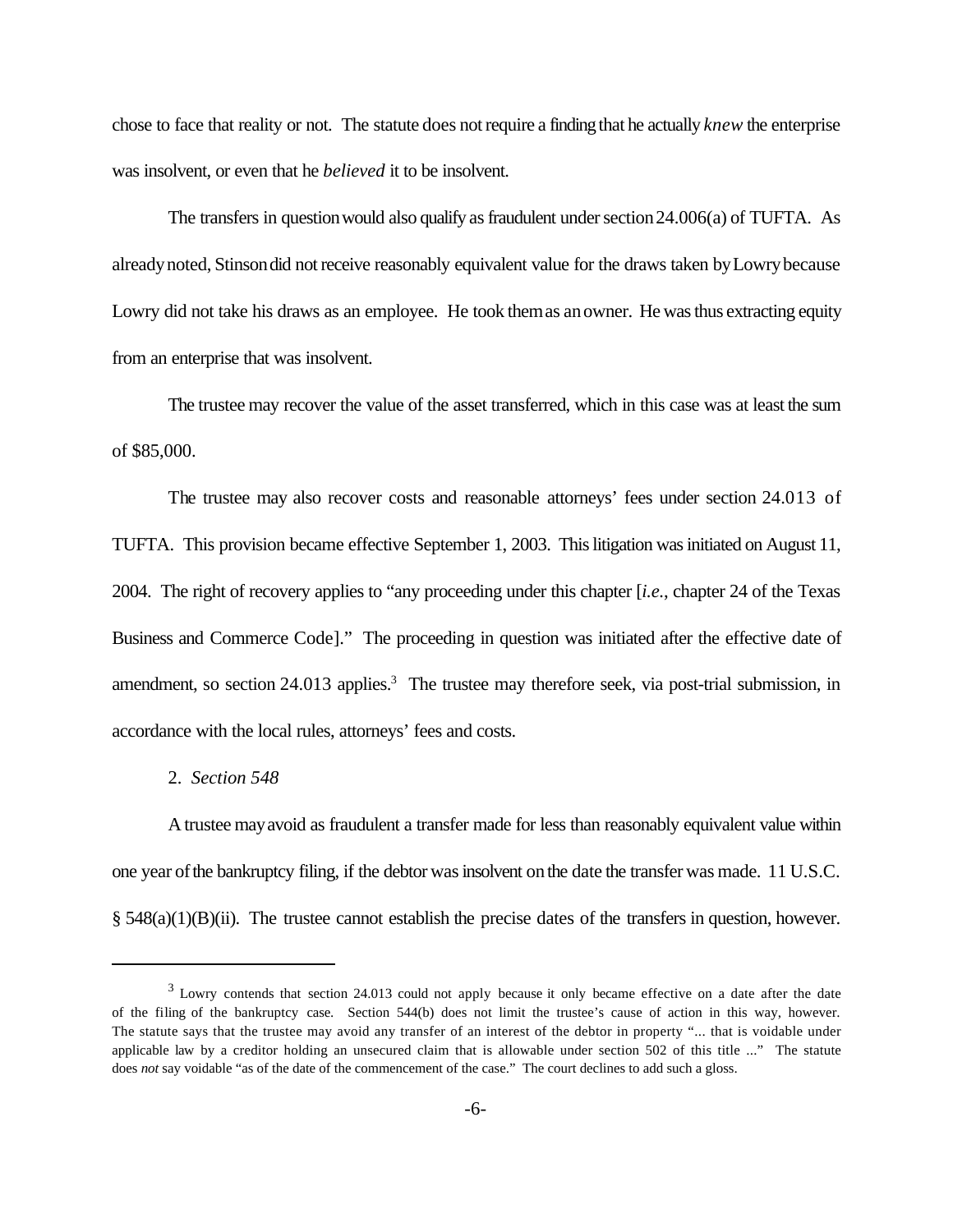chose to face that reality or not. The statute does not require a finding that he actually *knew* the enterprise was insolvent, or even that he *believed* it to be insolvent.

The transfers in question would also qualify as fraudulent under section 24.006(a) of TUFTA. As already noted, Stinson did not receive reasonably equivalent value for the draws taken by Lowry because Lowry did not take his draws as an employee. He took them as an owner. He was thus extracting equity from an enterprise that was insolvent.

The trustee may recover the value of the asset transferred, which in this case was at least the sum of $85,000.

The trustee may also recover costs and reasonable attorneys' fees under section 24.013 of TUFTA. This provision became effective September 1, 2003. This litigation was initiated on August 11, 2004. The right of recovery applies to "any proceeding under this chapter [*i.e.*, chapter 24 of the Texas Business and Commerce Code]." The proceeding in question was initiated after the effective date of amendment, so section 24.013 applies.[3] The trustee may therefore seek, via post-trial submission, in accordance with the local rules, attorneys' fees and costs.

2. *Section 548*

A trustee may avoid as fraudulent a transfer made for less than reasonably equivalent value within one year of the bankruptcy filing, if the debtor was insolvent on the date the transfer was made. 11 U.S.C. § 548(a)(1)(B)(ii). The trustee cannot establish the precise dates of the transfers in question, however.

---

[3] Lowry contends that section 24.013 could not apply because it only became effective on a date after the date of the filing of the bankruptcy case. Section 544(b) does not limit the trustee's cause of action in this way, however. The statute says that the trustee may avoid any transfer of an interest of the debtor in property "... that is voidable under applicable law by a creditor holding an unsecured claim that is allowable under section 502 of this title ..." The statute does *not* say voidable "as of the date of the commencement of the case." The court declines to add such a gloss.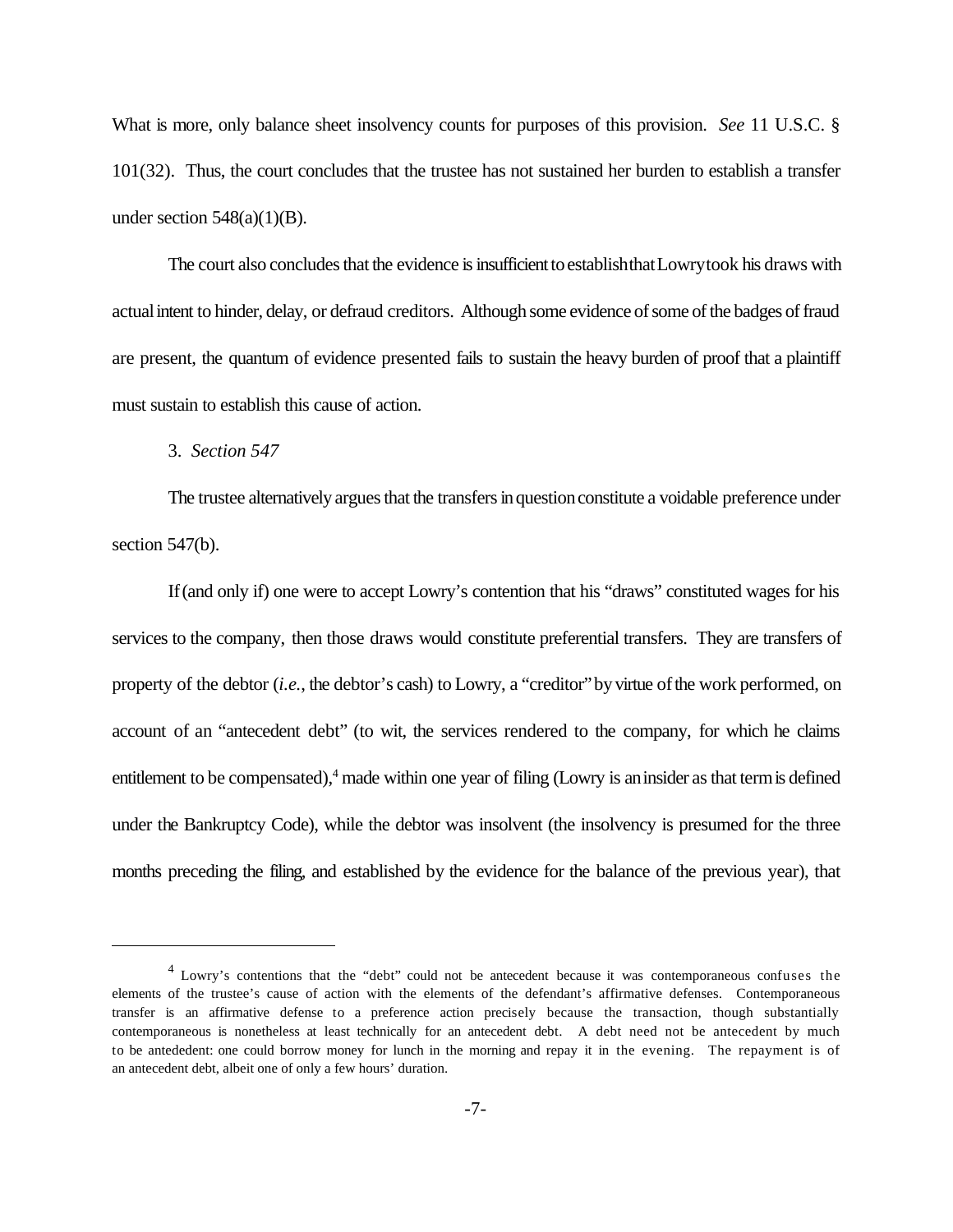What is more, only balance sheet insolvency counts for purposes of this provision. *See* 11 U.S.C. § 101(32). Thus, the court concludes that the trustee has not sustained her burden to establish a transfer under section 548(a)(1)(B).

The court also concludes that the evidence is insufficient to establish that Lowry took his draws with actual intent to hinder, delay, or defraud creditors. Although some evidence of some of the badges of fraud are present, the quantum of evidence presented fails to sustain the heavy burden of proof that a plaintiff must sustain to establish this cause of action.

3. *Section 547*

The trustee alternatively argues that the transfers in question constitute a voidable preference under section 547(b).

If (and only if) one were to accept Lowry's contention that his "draws" constituted wages for his services to the company, then those draws would constitute preferential transfers. They are transfers of property of the debtor (*i.e.*, the debtor's cash) to Lowry, a "creditor" by virtue of the work performed, on account of an "antecedent debt" (to wit, the services rendered to the company, for which he claims entitlement to be compensated),[4] made within one year of filing (Lowry is an insider as that term is defined under the Bankruptcy Code), while the debtor was insolvent (the insolvency is presumed for the three months preceding the filing, and established by the evidence for the balance of the previous year), that

[4] Lowry's contentions that the "debt" could not be antecedent because it was contemporaneous confuses the elements of the trustee's cause of action with the elements of the defendant's affirmative defenses. Contemporaneous transfer is an affirmative defense to a preference action precisely because the transaction, though substantially contemporaneous is nonetheless at least technically for an antecedent debt. A debt need not be antecedent by much to be antededent: one could borrow money for lunch in the morning and repay it in the evening. The repayment is of an antecedent debt, albeit one of only a few hours' duration.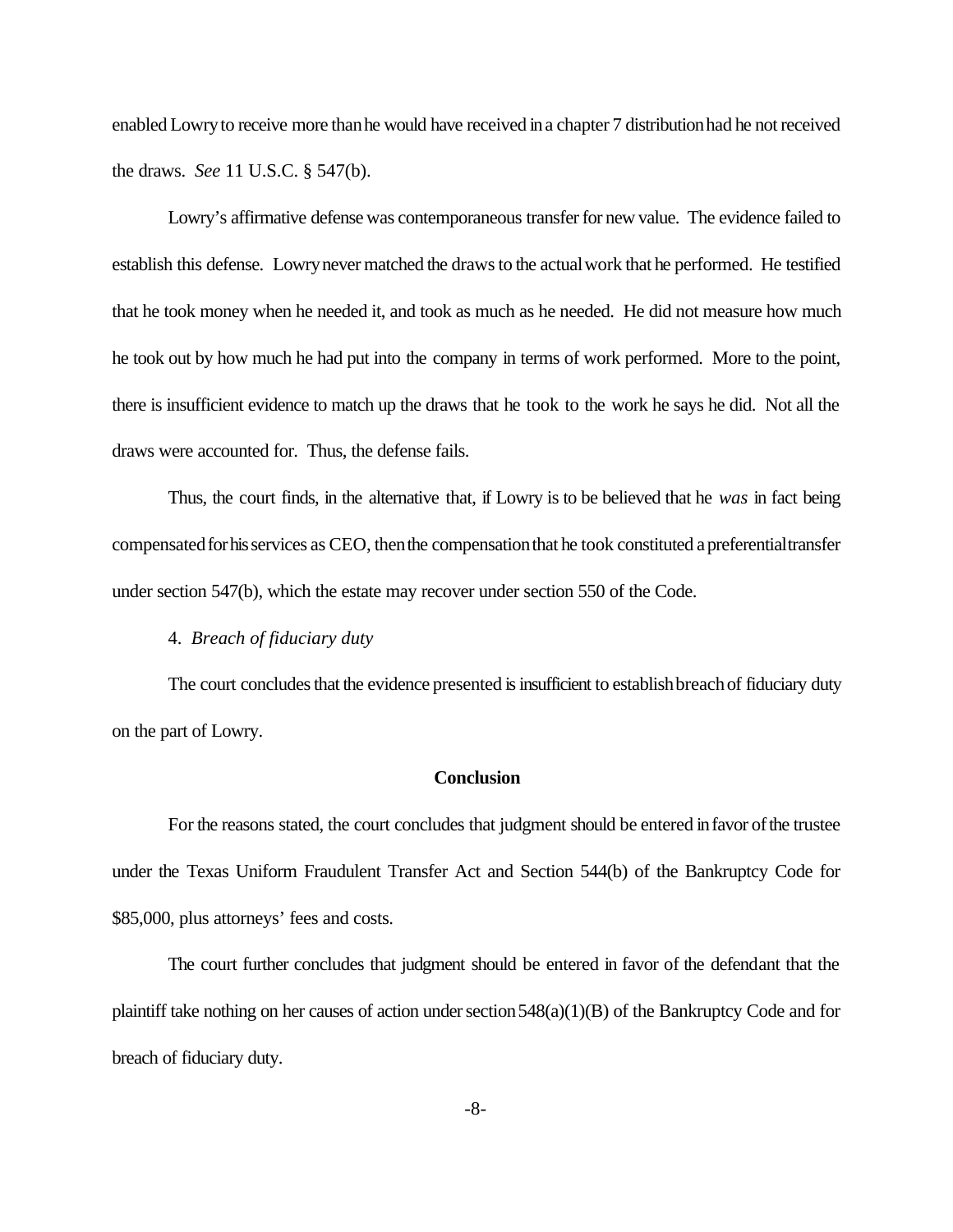enabled Lowry to receive more than he would have received in a chapter 7 distribution had he not received the draws. *See* 11 U.S.C. § 547(b).

Lowry's affirmative defense was contemporaneous transfer for new value. The evidence failed to establish this defense. Lowry never matched the draws to the actual work that he performed. He testified that he took money when he needed it, and took as much as he needed. He did not measure how much he took out by how much he had put into the company in terms of work performed. More to the point, there is insufficient evidence to match up the draws that he took to the work he says he did. Not all the draws were accounted for. Thus, the defense fails.

Thus, the court finds, in the alternative that, if Lowry is to be believed that he *was* in fact being compensated for his services as CEO, then the compensation that he took constituted a preferential transfer under section 547(b), which the estate may recover under section 550 of the Code.

4. *Breach of fiduciary duty*

The court concludes that the evidence presented is insufficient to establish breach of fiduciary duty on the part of Lowry.

**Conclusion**

For the reasons stated, the court concludes that judgment should be entered in favor of the trustee under the Texas Uniform Fraudulent Transfer Act and Section 544(b) of the Bankruptcy Code for $85,000, plus attorneys' fees and costs.

The court further concludes that judgment should be entered in favor of the defendant that the plaintiff take nothing on her causes of action under section 548(a)(1)(B) of the Bankruptcy Code and for breach of fiduciary duty.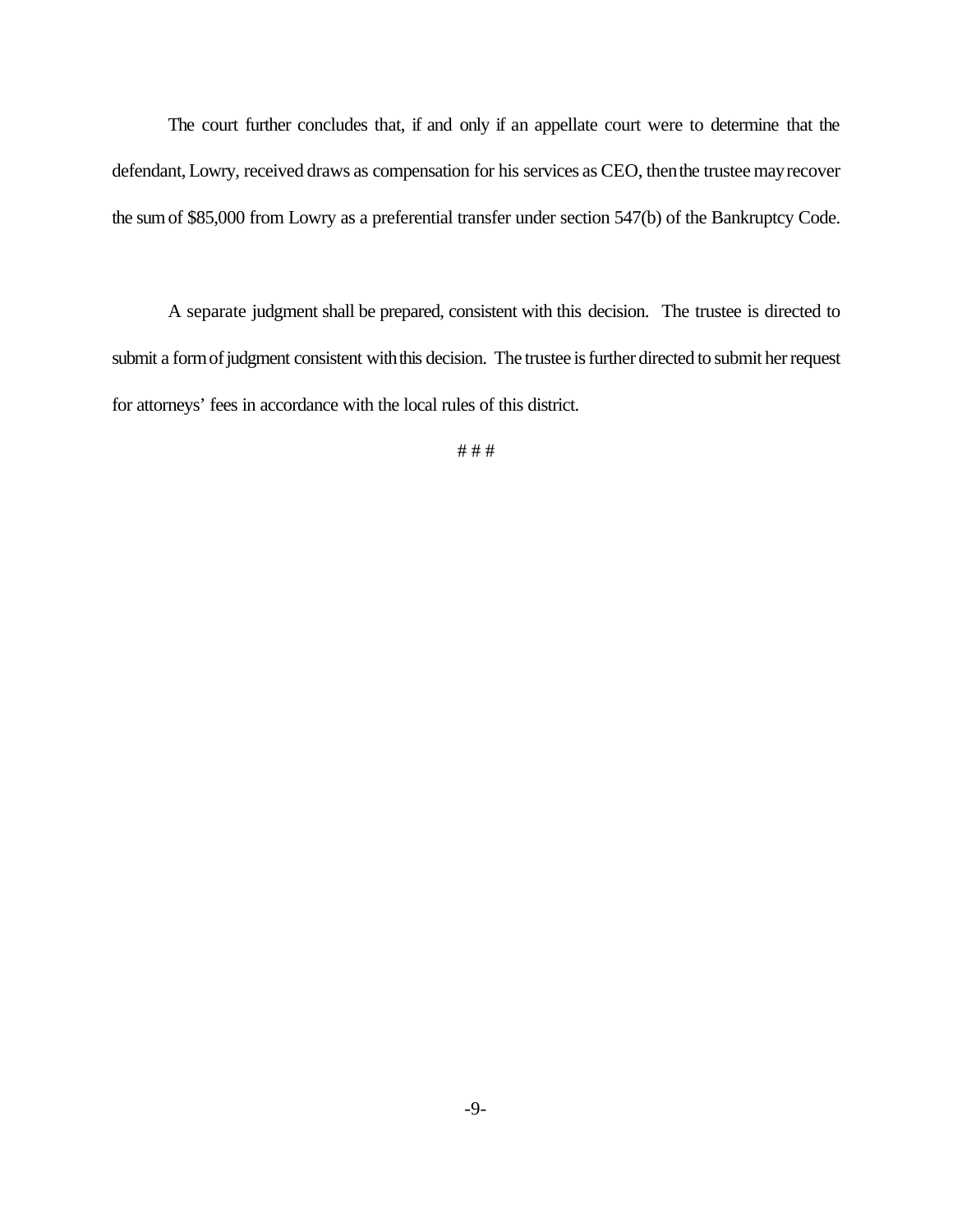The court further concludes that, if and only if an appellate court were to determine that the defendant, Lowry, received draws as compensation for his services as CEO, then the trustee may recover the sum of $85,000 from Lowry as a preferential transfer under section 547(b) of the Bankruptcy Code.

A separate judgment shall be prepared, consistent with this decision. The trustee is directed to submit a form of judgment consistent with this decision. The trustee is further directed to submit her request for attorneys' fees in accordance with the local rules of this district.

# # #